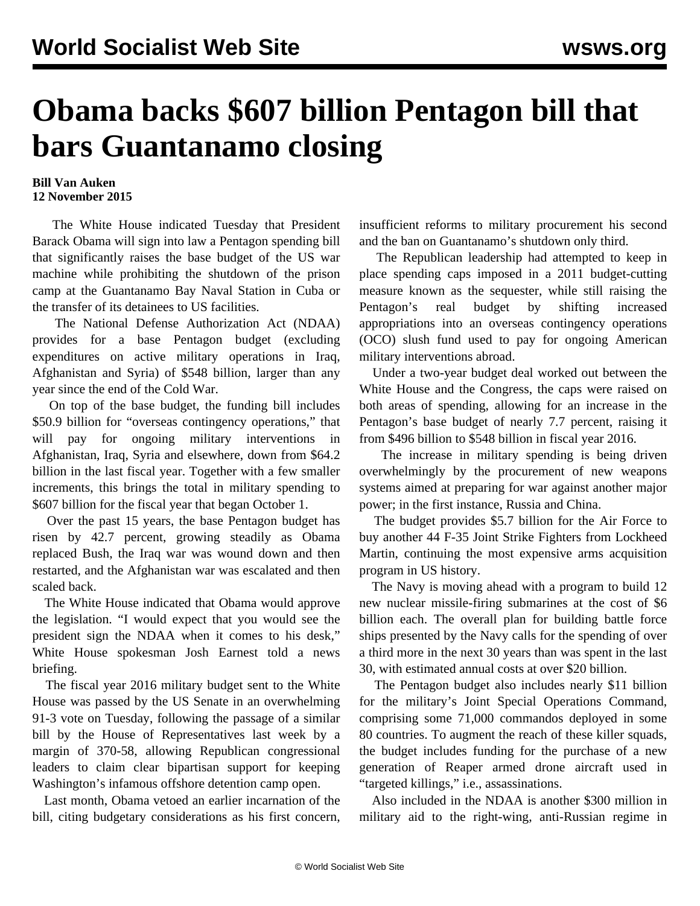# Obama backs $607 billion Pentagon bill that bars Guantanamo closing

**Bill Van Auken**
**12 November 2015**

The White House indicated Tuesday that President Barack Obama will sign into law a Pentagon spending bill that significantly raises the base budget of the US war machine while prohibiting the shutdown of the prison camp at the Guantanamo Bay Naval Station in Cuba or the transfer of its detainees to US facilities.

The National Defense Authorization Act (NDAA) provides for a base Pentagon budget (excluding expenditures on active military operations in Iraq, Afghanistan and Syria) of $548 billion, larger than any year since the end of the Cold War.

On top of the base budget, the funding bill includes $50.9 billion for "overseas contingency operations," that will pay for ongoing military interventions in Afghanistan, Iraq, Syria and elsewhere, down from $64.2 billion in the last fiscal year. Together with a few smaller increments, this brings the total in military spending to $607 billion for the fiscal year that began October 1.

Over the past 15 years, the base Pentagon budget has risen by 42.7 percent, growing steadily as Obama replaced Bush, the Iraq war was wound down and then restarted, and the Afghanistan war was escalated and then scaled back.

The White House indicated that Obama would approve the legislation. "I would expect that you would see the president sign the NDAA when it comes to his desk," White House spokesman Josh Earnest told a news briefing.

The fiscal year 2016 military budget sent to the White House was passed by the US Senate in an overwhelming 91-3 vote on Tuesday, following the passage of a similar bill by the House of Representatives last week by a margin of 370-58, allowing Republican congressional leaders to claim clear bipartisan support for keeping Washington's infamous offshore detention camp open.

Last month, Obama vetoed an earlier incarnation of the bill, citing budgetary considerations as his first concern, insufficient reforms to military procurement his second and the ban on Guantanamo's shutdown only third.

The Republican leadership had attempted to keep in place spending caps imposed in a 2011 budget-cutting measure known as the sequester, while still raising the Pentagon's real budget by shifting increased appropriations into an overseas contingency operations (OCO) slush fund used to pay for ongoing American military interventions abroad.

Under a two-year budget deal worked out between the White House and the Congress, the caps were raised on both areas of spending, allowing for an increase in the Pentagon's base budget of nearly 7.7 percent, raising it from $496 billion to $548 billion in fiscal year 2016.

The increase in military spending is being driven overwhelmingly by the procurement of new weapons systems aimed at preparing for war against another major power; in the first instance, Russia and China.

The budget provides $5.7 billion for the Air Force to buy another 44 F-35 Joint Strike Fighters from Lockheed Martin, continuing the most expensive arms acquisition program in US history.

The Navy is moving ahead with a program to build 12 new nuclear missile-firing submarines at the cost of $6 billion each. The overall plan for building battle force ships presented by the Navy calls for the spending of over a third more in the next 30 years than was spent in the last 30, with estimated annual costs at over $20 billion.

The Pentagon budget also includes nearly $11 billion for the military's Joint Special Operations Command, comprising some 71,000 commandos deployed in some 80 countries. To augment the reach of these killer squads, the budget includes funding for the purchase of a new generation of Reaper armed drone aircraft used in "targeted killings," i.e., assassinations.

Also included in the NDAA is another $300 million in military aid to the right-wing, anti-Russian regime in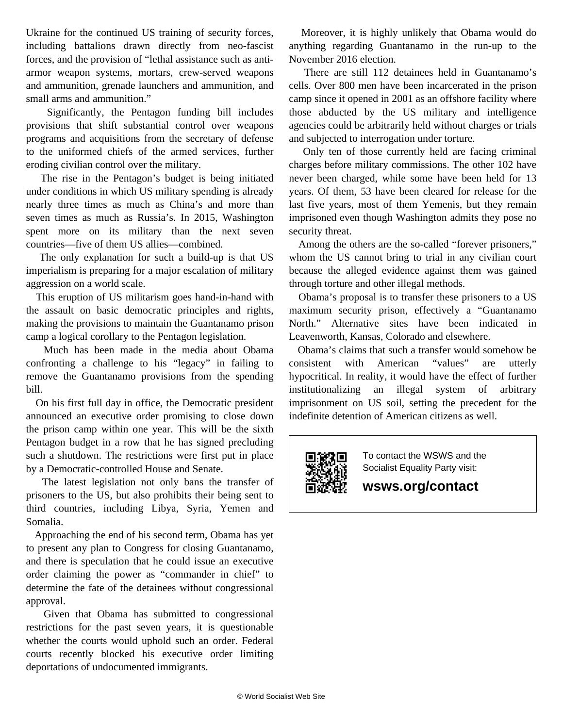Ukraine for the continued US training of security forces, including battalions drawn directly from neo-fascist forces, and the provision of "lethal assistance such as anti-armor weapon systems, mortars, crew-served weapons and ammunition, grenade launchers and ammunition, and small arms and ammunition."

Significantly, the Pentagon funding bill includes provisions that shift substantial control over weapons programs and acquisitions from the secretary of defense to the uniformed chiefs of the armed services, further eroding civilian control over the military.

The rise in the Pentagon's budget is being initiated under conditions in which US military spending is already nearly three times as much as China's and more than seven times as much as Russia's. In 2015, Washington spent more on its military than the next seven countries—five of them US allies—combined.

The only explanation for such a build-up is that US imperialism is preparing for a major escalation of military aggression on a world scale.

This eruption of US militarism goes hand-in-hand with the assault on basic democratic principles and rights, making the provisions to maintain the Guantanamo prison camp a logical corollary to the Pentagon legislation.

Much has been made in the media about Obama confronting a challenge to his "legacy" in failing to remove the Guantanamo provisions from the spending bill.

On his first full day in office, the Democratic president announced an executive order promising to close down the prison camp within one year. This will be the sixth Pentagon budget in a row that he has signed precluding such a shutdown. The restrictions were first put in place by a Democratic-controlled House and Senate.

The latest legislation not only bans the transfer of prisoners to the US, but also prohibits their being sent to third countries, including Libya, Syria, Yemen and Somalia.

Approaching the end of his second term, Obama has yet to present any plan to Congress for closing Guantanamo, and there is speculation that he could issue an executive order claiming the power as "commander in chief" to determine the fate of the detainees without congressional approval.

Given that Obama has submitted to congressional restrictions for the past seven years, it is questionable whether the courts would uphold such an order. Federal courts recently blocked his executive order limiting deportations of undocumented immigrants.

Moreover, it is highly unlikely that Obama would do anything regarding Guantanamo in the run-up to the November 2016 election.

There are still 112 detainees held in Guantanamo's cells. Over 800 men have been incarcerated in the prison camp since it opened in 2001 as an offshore facility where those abducted by the US military and intelligence agencies could be arbitrarily held without charges or trials and subjected to interrogation under torture.

Only ten of those currently held are facing criminal charges before military commissions. The other 102 have never been charged, while some have been held for 13 years. Of them, 53 have been cleared for release for the last five years, most of them Yemenis, but they remain imprisoned even though Washington admits they pose no security threat.

Among the others are the so-called "forever prisoners," whom the US cannot bring to trial in any civilian court because the alleged evidence against them was gained through torture and other illegal methods.

Obama's proposal is to transfer these prisoners to a US maximum security prison, effectively a "Guantanamo North." Alternative sites have been indicated in Leavenworth, Kansas, Colorado and elsewhere.

Obama's claims that such a transfer would somehow be consistent with American "values" are utterly hypocritical. In reality, it would have the effect of further institutionalizing an illegal system of arbitrary imprisonment on US soil, setting the precedent for the indefinite detention of American citizens as well.

To contact the WSWS and the Socialist Equality Party visit:

**wsws.org/contact**